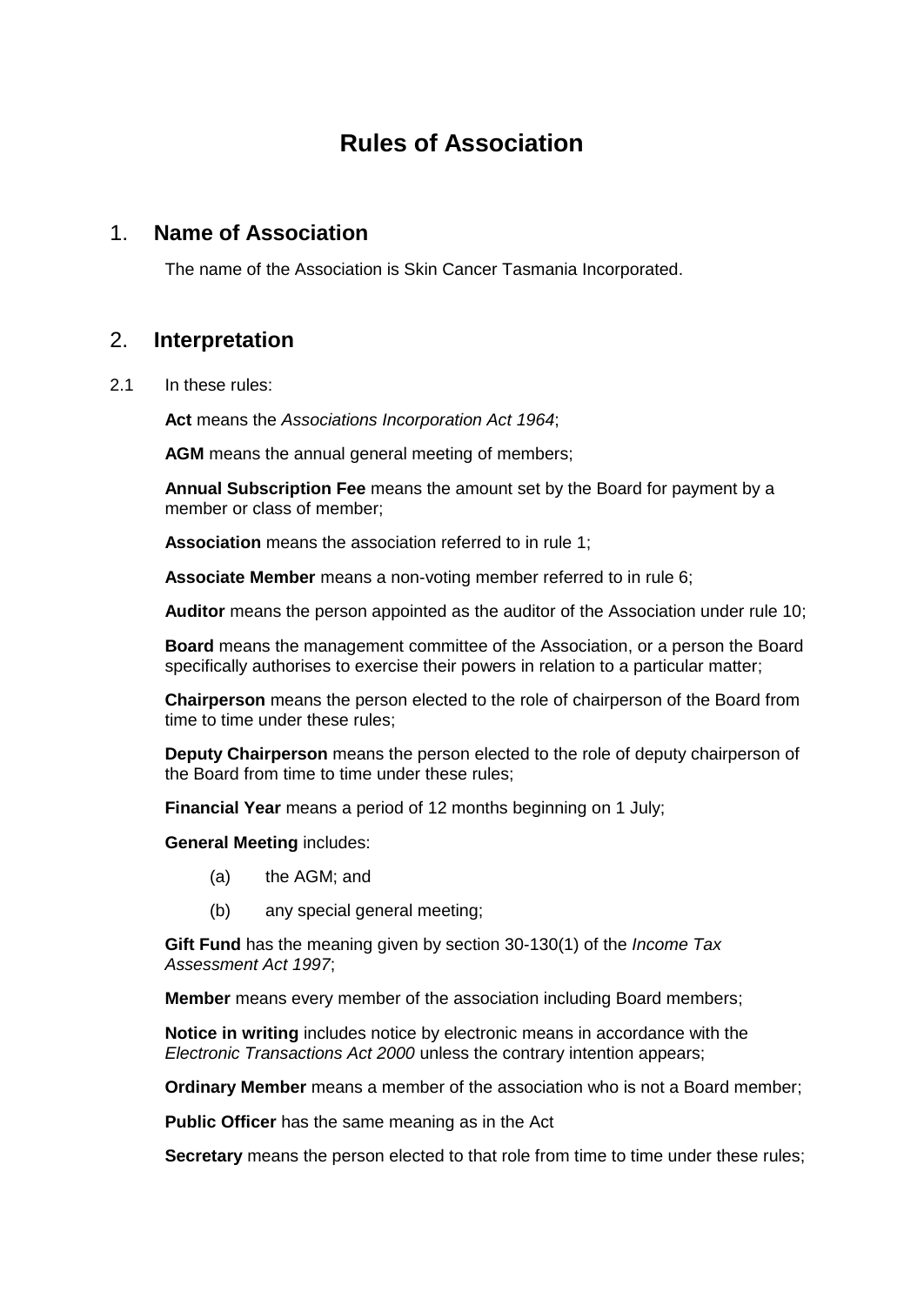# Rules of Association

## 1. Name of Association

The name of the Association is Skin Cancer Tasmania Incorporated.

## 2. Interpretation

2.1 In these rules:

**Act** means the *Associations Incorporation Act 1964*;

**AGM** means the annual general meeting of members;

**Annual Subscription Fee** means the amount set by the Board for payment by a member or class of member;

**Association** means the association referred to in rule 1;

**Associate Member** means a non-voting member referred to in rule 6;

**Auditor** means the person appointed as the auditor of the Association under rule 10;

**Board** means the management committee of the Association, or a person the Board specifically authorises to exercise their powers in relation to a particular matter;

**Chairperson** means the person elected to the role of chairperson of the Board from time to time under these rules;

**Deputy Chairperson** means the person elected to the role of deputy chairperson of the Board from time to time under these rules;

**Financial Year** means a period of 12 months beginning on 1 July;

**General Meeting** includes:

(a) the AGM; and

(b) any special general meeting;

**Gift Fund** has the meaning given by section 30-130(1) of the *Income Tax Assessment Act 1997*;

**Member** means every member of the association including Board members;

**Notice in writing** includes notice by electronic means in accordance with the *Electronic Transactions Act 2000* unless the contrary intention appears;

**Ordinary Member** means a member of the association who is not a Board member;

**Public Officer** has the same meaning as in the Act

**Secretary** means the person elected to that role from time to time under these rules;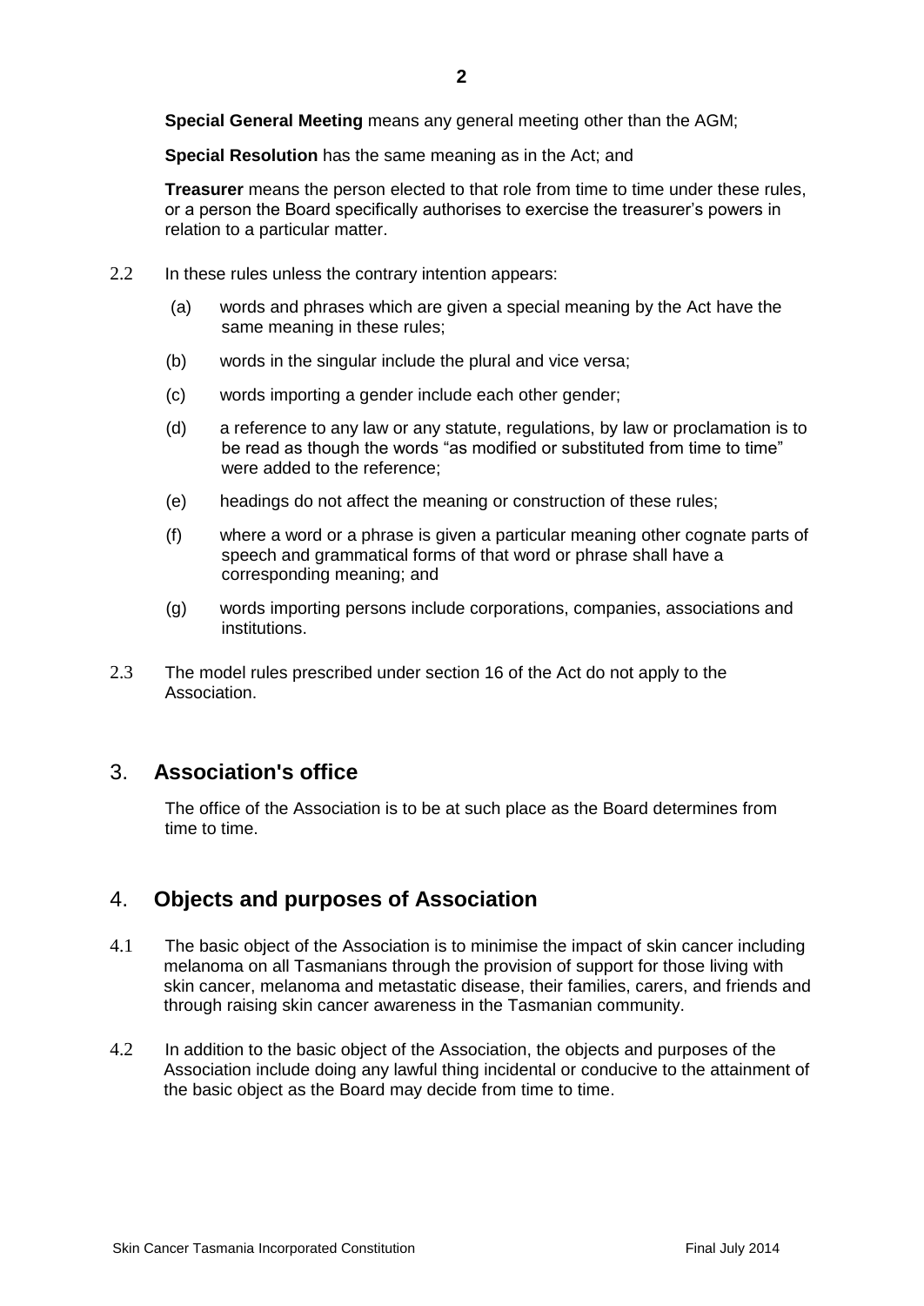**Special General Meeting** means any general meeting other than the AGM;

**Special Resolution** has the same meaning as in the Act; and

**Treasurer** means the person elected to that role from time to time under these rules, or a person the Board specifically authorises to exercise the treasurer's powers in relation to a particular matter.

2.2 In these rules unless the contrary intention appears:

(a) words and phrases which are given a special meaning by the Act have the same meaning in these rules;

(b) words in the singular include the plural and vice versa;

(c) words importing a gender include each other gender;

(d) a reference to any law or any statute, regulations, by law or proclamation is to be read as though the words "as modified or substituted from time to time" were added to the reference;

(e) headings do not affect the meaning or construction of these rules;

(f) where a word or a phrase is given a particular meaning other cognate parts of speech and grammatical forms of that word or phrase shall have a corresponding meaning; and

(g) words importing persons include corporations, companies, associations and institutions.

2.3 The model rules prescribed under section 16 of the Act do not apply to the Association.

## 3. Association's office

The office of the Association is to be at such place as the Board determines from time to time.

## 4. Objects and purposes of Association

4.1 The basic object of the Association is to minimise the impact of skin cancer including melanoma on all Tasmanians through the provision of support for those living with skin cancer, melanoma and metastatic disease, their families, carers, and friends and through raising skin cancer awareness in the Tasmanian community.

4.2 In addition to the basic object of the Association, the objects and purposes of the Association include doing any lawful thing incidental or conducive to the attainment of the basic object as the Board may decide from time to time.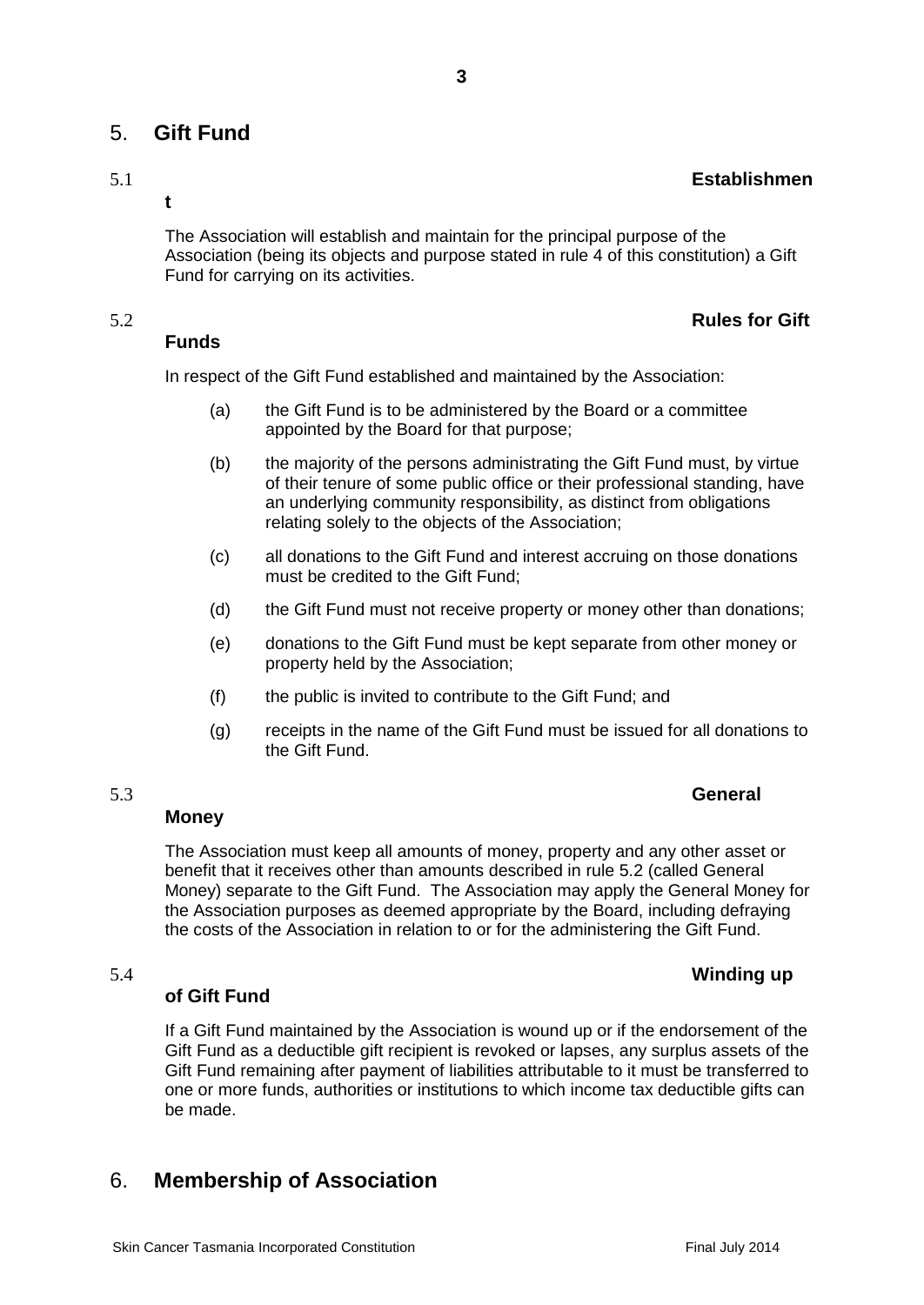## 5. Gift Fund

### 5.1 Establishment

The Association will establish and maintain for the principal purpose of the Association (being its objects and purpose stated in rule 4 of this constitution) a Gift Fund for carrying on its activities.

### 5.2 Rules for Gift Funds

In respect of the Gift Fund established and maintained by the Association:

(a) the Gift Fund is to be administered by the Board or a committee appointed by the Board for that purpose;

(b) the majority of the persons administrating the Gift Fund must, by virtue of their tenure of some public office or their professional standing, have an underlying community responsibility, as distinct from obligations relating solely to the objects of the Association;

(c) all donations to the Gift Fund and interest accruing on those donations must be credited to the Gift Fund;

(d) the Gift Fund must not receive property or money other than donations;

(e) donations to the Gift Fund must be kept separate from other money or property held by the Association;

(f) the public is invited to contribute to the Gift Fund; and

(g) receipts in the name of the Gift Fund must be issued for all donations to the Gift Fund.

### 5.3 General Money

The Association must keep all amounts of money, property and any other asset or benefit that it receives other than amounts described in rule 5.2 (called General Money) separate to the Gift Fund. The Association may apply the General Money for the Association purposes as deemed appropriate by the Board, including defraying the costs of the Association in relation to or for the administering the Gift Fund.

### 5.4 Winding up of Gift Fund

If a Gift Fund maintained by the Association is wound up or if the endorsement of the Gift Fund as a deductible gift recipient is revoked or lapses, any surplus assets of the Gift Fund remaining after payment of liabilities attributable to it must be transferred to one or more funds, authorities or institutions to which income tax deductible gifts can be made.

## 6. Membership of Association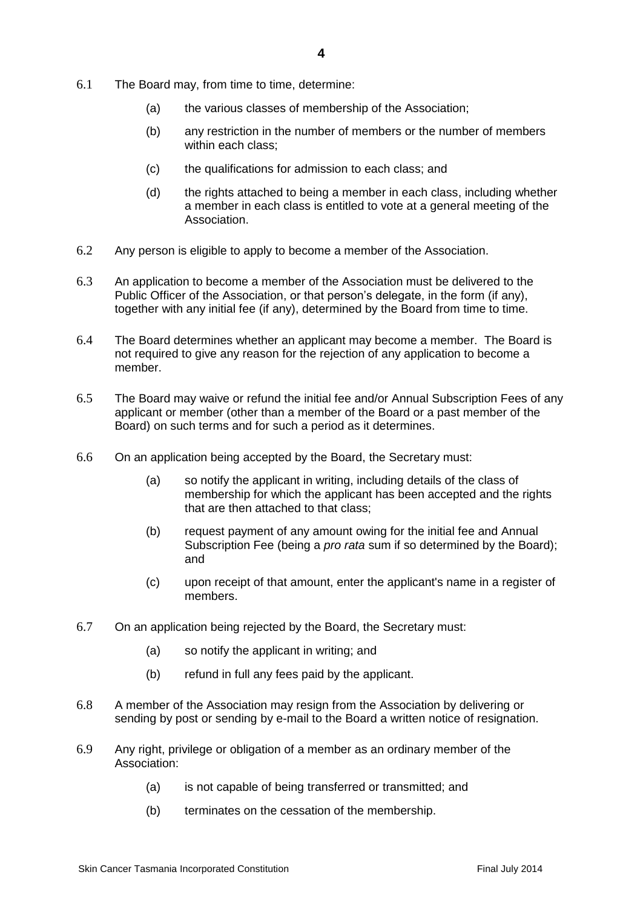6.1 The Board may, from time to time, determine:

  (a) the various classes of membership of the Association;

  (b) any restriction in the number of members or the number of members within each class;

  (c) the qualifications for admission to each class; and

  (d) the rights attached to being a member in each class, including whether a member in each class is entitled to vote at a general meeting of the Association.

6.2 Any person is eligible to apply to become a member of the Association.

6.3 An application to become a member of the Association must be delivered to the Public Officer of the Association, or that person's delegate, in the form (if any), together with any initial fee (if any), determined by the Board from time to time.

6.4 The Board determines whether an applicant may become a member. The Board is not required to give any reason for the rejection of any application to become a member.

6.5 The Board may waive or refund the initial fee and/or Annual Subscription Fees of any applicant or member (other than a member of the Board or a past member of the Board) on such terms and for such a period as it determines.

6.6 On an application being accepted by the Board, the Secretary must:

  (a) so notify the applicant in writing, including details of the class of membership for which the applicant has been accepted and the rights that are then attached to that class;

  (b) request payment of any amount owing for the initial fee and Annual Subscription Fee (being a *pro rata* sum if so determined by the Board); and

  (c) upon receipt of that amount, enter the applicant's name in a register of members.

6.7 On an application being rejected by the Board, the Secretary must:

  (a) so notify the applicant in writing; and

  (b) refund in full any fees paid by the applicant.

6.8 A member of the Association may resign from the Association by delivering or sending by post or sending by e-mail to the Board a written notice of resignation.

6.9 Any right, privilege or obligation of a member as an ordinary member of the Association:

  (a) is not capable of being transferred or transmitted; and

  (b) terminates on the cessation of the membership.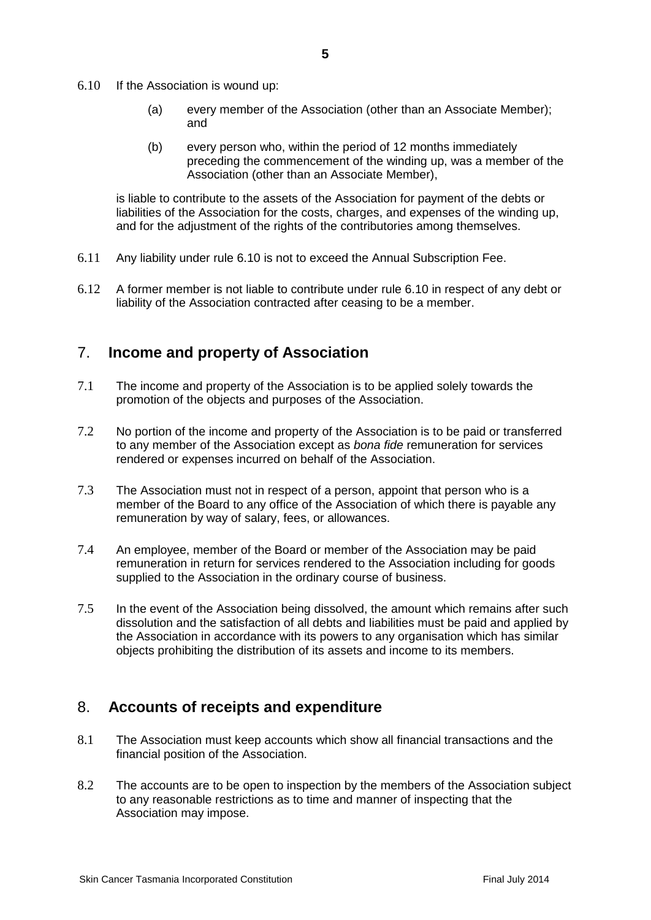6.10 If the Association is wound up:

- (a) every member of the Association (other than an Associate Member); and
- (b) every person who, within the period of 12 months immediately preceding the commencement of the winding up, was a member of the Association (other than an Associate Member),

is liable to contribute to the assets of the Association for payment of the debts or liabilities of the Association for the costs, charges, and expenses of the winding up, and for the adjustment of the rights of the contributories among themselves.

6.11 Any liability under rule 6.10 is not to exceed the Annual Subscription Fee.

6.12 A former member is not liable to contribute under rule 6.10 in respect of any debt or liability of the Association contracted after ceasing to be a member.

## 7. Income and property of Association

7.1 The income and property of the Association is to be applied solely towards the promotion of the objects and purposes of the Association.

7.2 No portion of the income and property of the Association is to be paid or transferred to any member of the Association except as *bona fide* remuneration for services rendered or expenses incurred on behalf of the Association.

7.3 The Association must not in respect of a person, appoint that person who is a member of the Board to any office of the Association of which there is payable any remuneration by way of salary, fees, or allowances.

7.4 An employee, member of the Board or member of the Association may be paid remuneration in return for services rendered to the Association including for goods supplied to the Association in the ordinary course of business.

7.5 In the event of the Association being dissolved, the amount which remains after such dissolution and the satisfaction of all debts and liabilities must be paid and applied by the Association in accordance with its powers to any organisation which has similar objects prohibiting the distribution of its assets and income to its members.

## 8. Accounts of receipts and expenditure

8.1 The Association must keep accounts which show all financial transactions and the financial position of the Association.

8.2 The accounts are to be open to inspection by the members of the Association subject to any reasonable restrictions as to time and manner of inspecting that the Association may impose.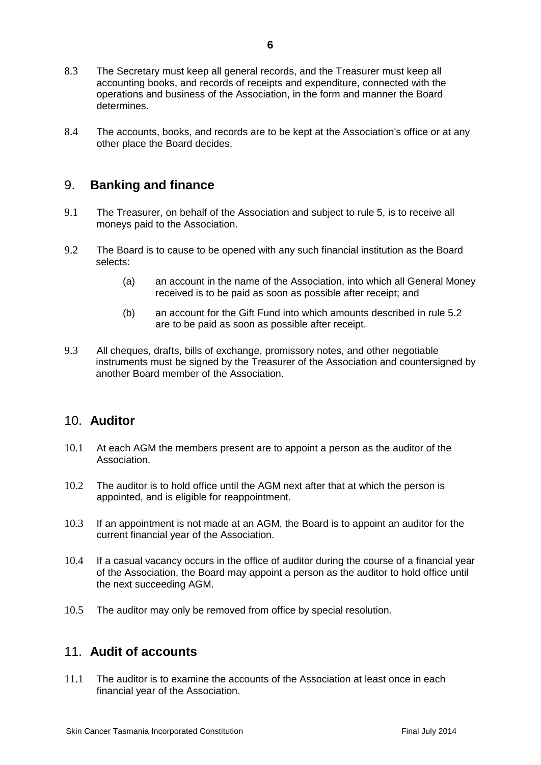8.3 The Secretary must keep all general records, and the Treasurer must keep all accounting books, and records of receipts and expenditure, connected with the operations and business of the Association, in the form and manner the Board determines.

8.4 The accounts, books, and records are to be kept at the Association's office or at any other place the Board decides.

## 9. Banking and finance

9.1 The Treasurer, on behalf of the Association and subject to rule 5, is to receive all moneys paid to the Association.

9.2 The Board is to cause to be opened with any such financial institution as the Board selects:

(a) an account in the name of the Association, into which all General Money received is to be paid as soon as possible after receipt; and

(b) an account for the Gift Fund into which amounts described in rule 5.2 are to be paid as soon as possible after receipt.

9.3 All cheques, drafts, bills of exchange, promissory notes, and other negotiable instruments must be signed by the Treasurer of the Association and countersigned by another Board member of the Association.

## 10. Auditor

10.1 At each AGM the members present are to appoint a person as the auditor of the Association.

10.2 The auditor is to hold office until the AGM next after that at which the person is appointed, and is eligible for reappointment.

10.3 If an appointment is not made at an AGM, the Board is to appoint an auditor for the current financial year of the Association.

10.4 If a casual vacancy occurs in the office of auditor during the course of a financial year of the Association, the Board may appoint a person as the auditor to hold office until the next succeeding AGM.

10.5 The auditor may only be removed from office by special resolution.

## 11. Audit of accounts

11.1 The auditor is to examine the accounts of the Association at least once in each financial year of the Association.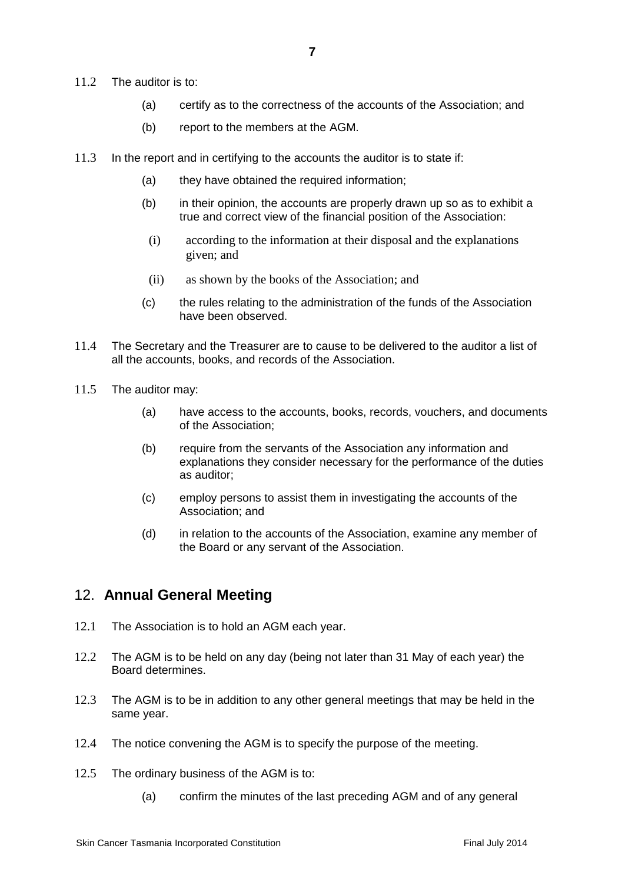11.2 The auditor is to:

(a) certify as to the correctness of the accounts of the Association; and

(b) report to the members at the AGM.

11.3 In the report and in certifying to the accounts the auditor is to state if:

(a) they have obtained the required information;

(b) in their opinion, the accounts are properly drawn up so as to exhibit a true and correct view of the financial position of the Association:

(i) according to the information at their disposal and the explanations given; and

(ii) as shown by the books of the Association; and

(c) the rules relating to the administration of the funds of the Association have been observed.

11.4 The Secretary and the Treasurer are to cause to be delivered to the auditor a list of all the accounts, books, and records of the Association.

11.5 The auditor may:

(a) have access to the accounts, books, records, vouchers, and documents of the Association;

(b) require from the servants of the Association any information and explanations they consider necessary for the performance of the duties as auditor;

(c) employ persons to assist them in investigating the accounts of the Association; and

(d) in relation to the accounts of the Association, examine any member of the Board or any servant of the Association.

## 12. Annual General Meeting

12.1 The Association is to hold an AGM each year.

12.2 The AGM is to be held on any day (being not later than 31 May of each year) the Board determines.

12.3 The AGM is to be in addition to any other general meetings that may be held in the same year.

12.4 The notice convening the AGM is to specify the purpose of the meeting.

12.5 The ordinary business of the AGM is to:

(a) confirm the minutes of the last preceding AGM and of any general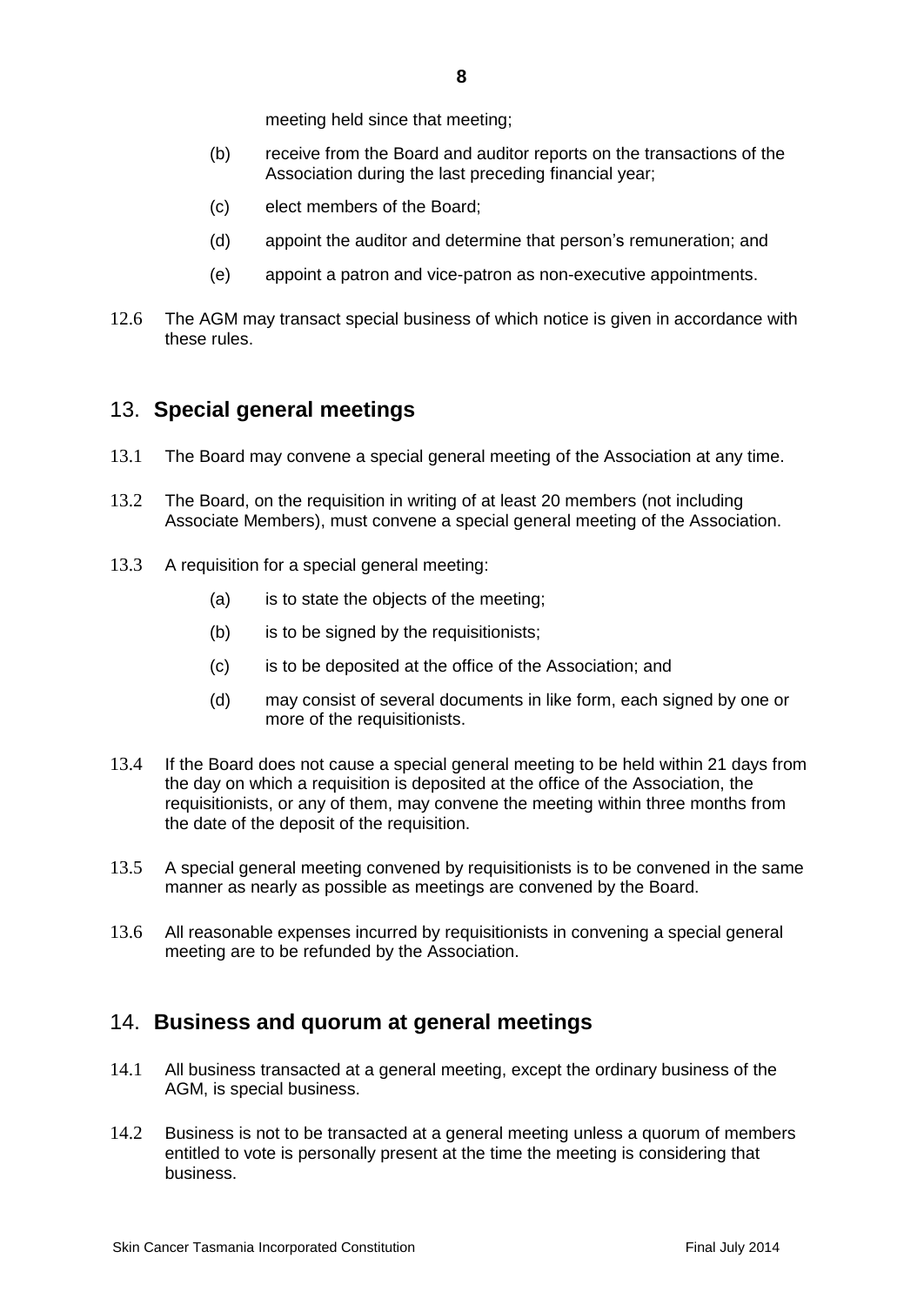meeting held since that meeting;

(b) receive from the Board and auditor reports on the transactions of the Association during the last preceding financial year;

(c) elect members of the Board;

(d) appoint the auditor and determine that person's remuneration; and

(e) appoint a patron and vice-patron as non-executive appointments.

12.6 The AGM may transact special business of which notice is given in accordance with these rules.

## 13. Special general meetings

13.1 The Board may convene a special general meeting of the Association at any time.

13.2 The Board, on the requisition in writing of at least 20 members (not including Associate Members), must convene a special general meeting of the Association.

13.3 A requisition for a special general meeting:

(a) is to state the objects of the meeting;

(b) is to be signed by the requisitionists;

(c) is to be deposited at the office of the Association; and

(d) may consist of several documents in like form, each signed by one or more of the requisitionists.

13.4 If the Board does not cause a special general meeting to be held within 21 days from the day on which a requisition is deposited at the office of the Association, the requisitionists, or any of them, may convene the meeting within three months from the date of the deposit of the requisition.

13.5 A special general meeting convened by requisitionists is to be convened in the same manner as nearly as possible as meetings are convened by the Board.

13.6 All reasonable expenses incurred by requisitionists in convening a special general meeting are to be refunded by the Association.

## 14. Business and quorum at general meetings

14.1 All business transacted at a general meeting, except the ordinary business of the AGM, is special business.

14.2 Business is not to be transacted at a general meeting unless a quorum of members entitled to vote is personally present at the time the meeting is considering that business.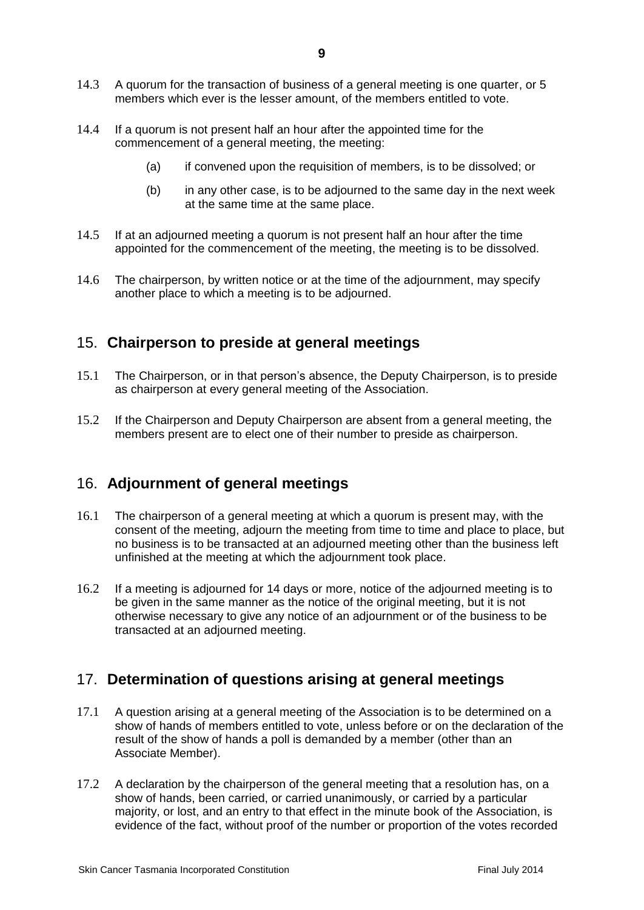14.3 A quorum for the transaction of business of a general meeting is one quarter, or 5 members which ever is the lesser amount, of the members entitled to vote.

14.4 If a quorum is not present half an hour after the appointed time for the commencement of a general meeting, the meeting:

(a) if convened upon the requisition of members, is to be dissolved; or

(b) in any other case, is to be adjourned to the same day in the next week at the same time at the same place.

14.5 If at an adjourned meeting a quorum is not present half an hour after the time appointed for the commencement of the meeting, the meeting is to be dissolved.

14.6 The chairperson, by written notice or at the time of the adjournment, may specify another place to which a meeting is to be adjourned.

## 15. **Chairperson to preside at general meetings**

15.1 The Chairperson, or in that person's absence, the Deputy Chairperson, is to preside as chairperson at every general meeting of the Association.

15.2 If the Chairperson and Deputy Chairperson are absent from a general meeting, the members present are to elect one of their number to preside as chairperson.

## 16. **Adjournment of general meetings**

16.1 The chairperson of a general meeting at which a quorum is present may, with the consent of the meeting, adjourn the meeting from time to time and place to place, but no business is to be transacted at an adjourned meeting other than the business left unfinished at the meeting at which the adjournment took place.

16.2 If a meeting is adjourned for 14 days or more, notice of the adjourned meeting is to be given in the same manner as the notice of the original meeting, but it is not otherwise necessary to give any notice of an adjournment or of the business to be transacted at an adjourned meeting.

## 17. **Determination of questions arising at general meetings**

17.1 A question arising at a general meeting of the Association is to be determined on a show of hands of members entitled to vote, unless before or on the declaration of the result of the show of hands a poll is demanded by a member (other than an Associate Member).

17.2 A declaration by the chairperson of the general meeting that a resolution has, on a show of hands, been carried, or carried unanimously, or carried by a particular majority, or lost, and an entry to that effect in the minute book of the Association, is evidence of the fact, without proof of the number or proportion of the votes recorded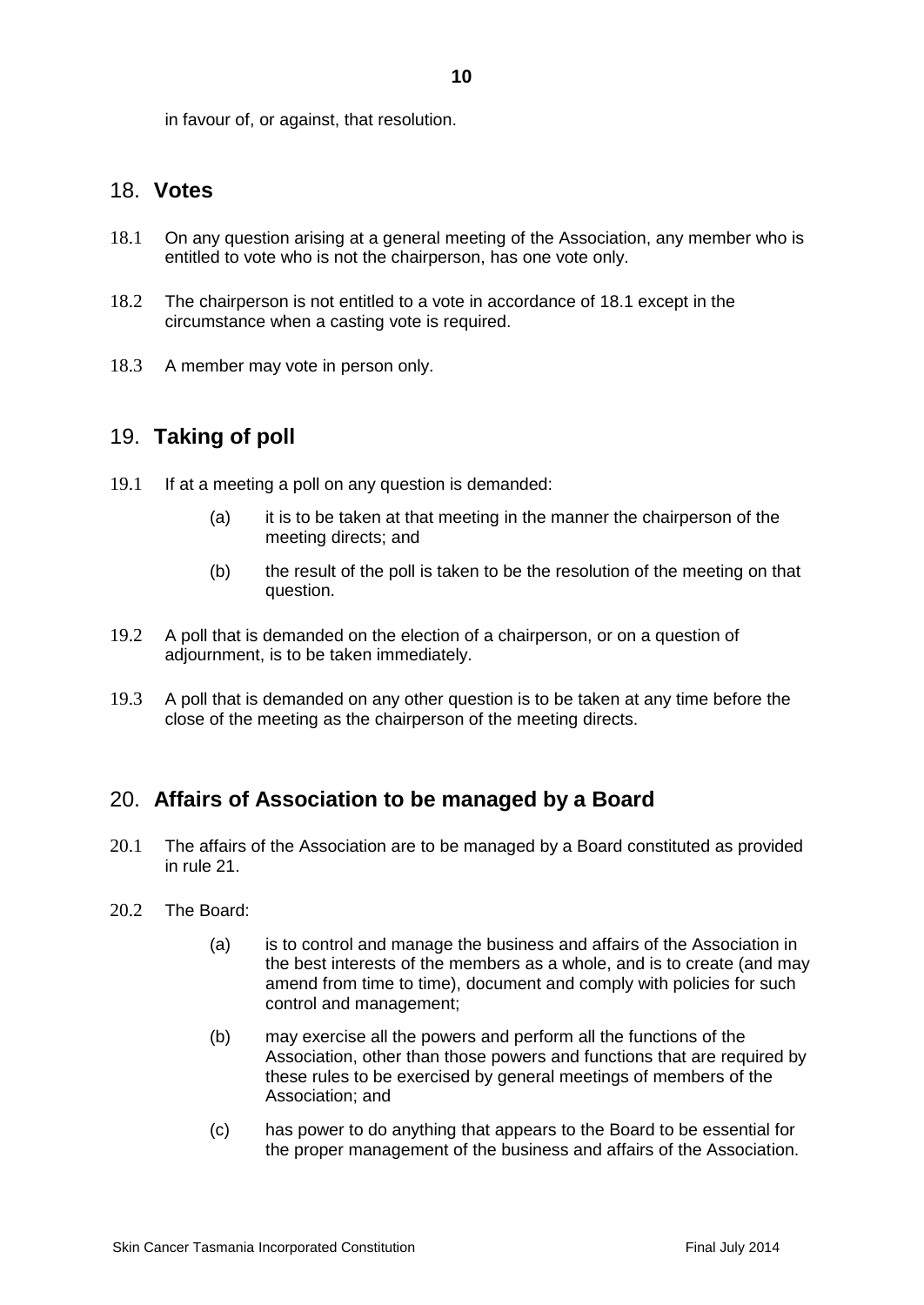in favour of, or against, that resolution.

## 18. **Votes**

18.1 On any question arising at a general meeting of the Association, any member who is entitled to vote who is not the chairperson, has one vote only.

18.2 The chairperson is not entitled to a vote in accordance of 18.1 except in the circumstance when a casting vote is required.

18.3 A member may vote in person only.

## 19. **Taking of poll**

19.1 If at a meeting a poll on any question is demanded:

(a) it is to be taken at that meeting in the manner the chairperson of the meeting directs; and

(b) the result of the poll is taken to be the resolution of the meeting on that question.

19.2 A poll that is demanded on the election of a chairperson, or on a question of adjournment, is to be taken immediately.

19.3 A poll that is demanded on any other question is to be taken at any time before the close of the meeting as the chairperson of the meeting directs.

## 20. **Affairs of Association to be managed by a Board**

20.1 The affairs of the Association are to be managed by a Board constituted as provided in rule 21.

20.2 The Board:

(a) is to control and manage the business and affairs of the Association in the best interests of the members as a whole, and is to create (and may amend from time to time), document and comply with policies for such control and management;

(b) may exercise all the powers and perform all the functions of the Association, other than those powers and functions that are required by these rules to be exercised by general meetings of members of the Association; and

(c) has power to do anything that appears to the Board to be essential for the proper management of the business and affairs of the Association.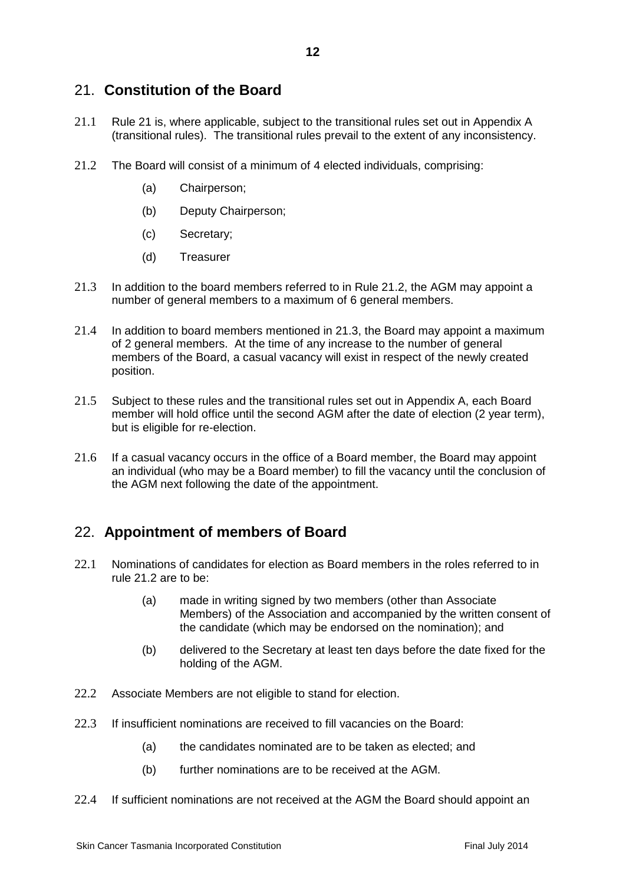## 21. **Constitution of the Board**

21.1 Rule 21 is, where applicable, subject to the transitional rules set out in Appendix A (transitional rules). The transitional rules prevail to the extent of any inconsistency.

21.2 The Board will consist of a minimum of 4 elected individuals, comprising:

(a) Chairperson;

(b) Deputy Chairperson;

(c) Secretary;

(d) Treasurer

21.3 In addition to the board members referred to in Rule 21.2, the AGM may appoint a number of general members to a maximum of 6 general members.

21.4 In addition to board members mentioned in 21.3, the Board may appoint a maximum of 2 general members. At the time of any increase to the number of general members of the Board, a casual vacancy will exist in respect of the newly created position.

21.5 Subject to these rules and the transitional rules set out in Appendix A, each Board member will hold office until the second AGM after the date of election (2 year term), but is eligible for re-election.

21.6 If a casual vacancy occurs in the office of a Board member, the Board may appoint an individual (who may be a Board member) to fill the vacancy until the conclusion of the AGM next following the date of the appointment.

## 22. **Appointment of members of Board**

22.1 Nominations of candidates for election as Board members in the roles referred to in rule 21.2 are to be:

(a) made in writing signed by two members (other than Associate Members) of the Association and accompanied by the written consent of the candidate (which may be endorsed on the nomination); and

(b) delivered to the Secretary at least ten days before the date fixed for the holding of the AGM.

22.2 Associate Members are not eligible to stand for election.

22.3 If insufficient nominations are received to fill vacancies on the Board:

(a) the candidates nominated are to be taken as elected; and

(b) further nominations are to be received at the AGM.

22.4 If sufficient nominations are not received at the AGM the Board should appoint an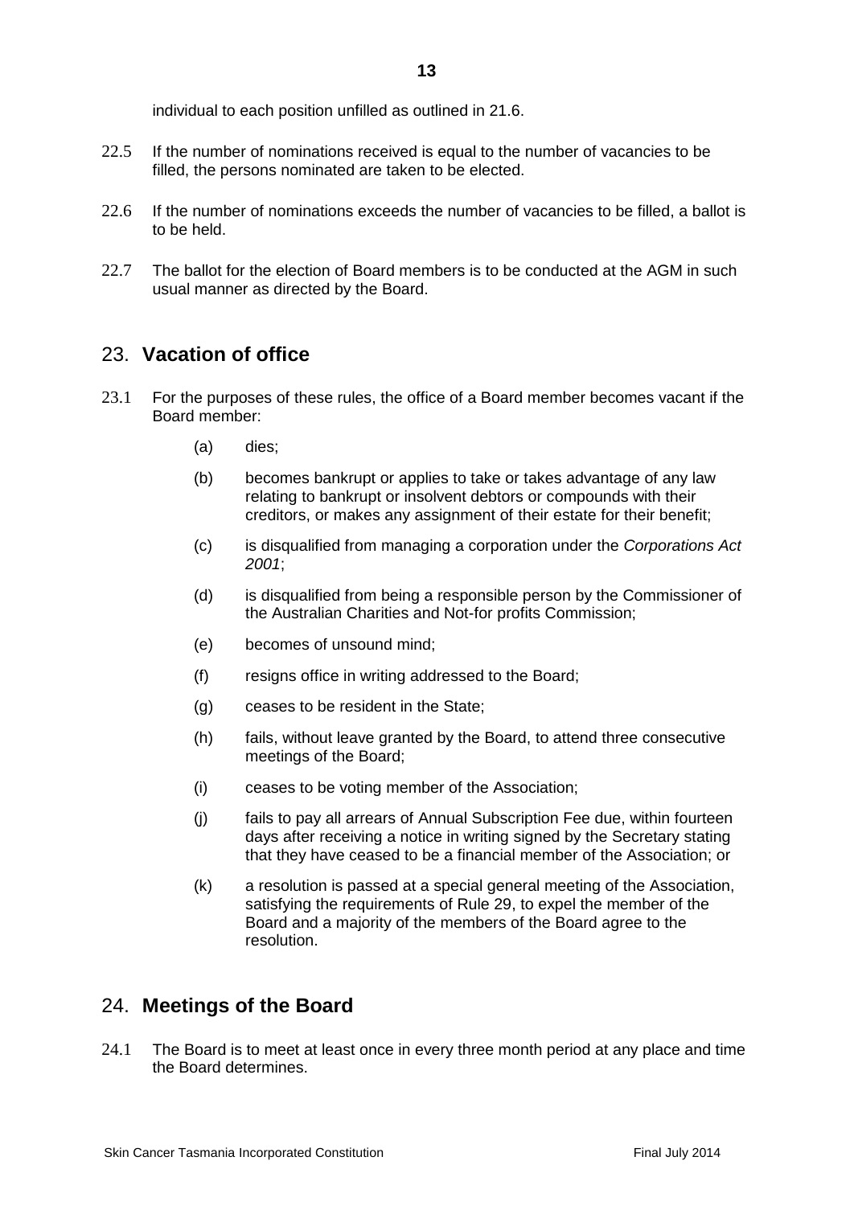individual to each position unfilled as outlined in 21.6.

22.5 If the number of nominations received is equal to the number of vacancies to be filled, the persons nominated are taken to be elected.

22.6 If the number of nominations exceeds the number of vacancies to be filled, a ballot is to be held.

22.7 The ballot for the election of Board members is to be conducted at the AGM in such usual manner as directed by the Board.

## 23. **Vacation of office**

23.1 For the purposes of these rules, the office of a Board member becomes vacant if the Board member:

- (a) dies;
- (b) becomes bankrupt or applies to take or takes advantage of any law relating to bankrupt or insolvent debtors or compounds with their creditors, or makes any assignment of their estate for their benefit;
- (c) is disqualified from managing a corporation under the *Corporations Act 2001*;
- (d) is disqualified from being a responsible person by the Commissioner of the Australian Charities and Not-for profits Commission;
- (e) becomes of unsound mind;
- (f) resigns office in writing addressed to the Board;
- (g) ceases to be resident in the State;
- (h) fails, without leave granted by the Board, to attend three consecutive meetings of the Board;
- (i) ceases to be voting member of the Association;
- (j) fails to pay all arrears of Annual Subscription Fee due, within fourteen days after receiving a notice in writing signed by the Secretary stating that they have ceased to be a financial member of the Association; or
- (k) a resolution is passed at a special general meeting of the Association, satisfying the requirements of Rule 29, to expel the member of the Board and a majority of the members of the Board agree to the resolution.

## 24. **Meetings of the Board**

24.1 The Board is to meet at least once in every three month period at any place and time the Board determines.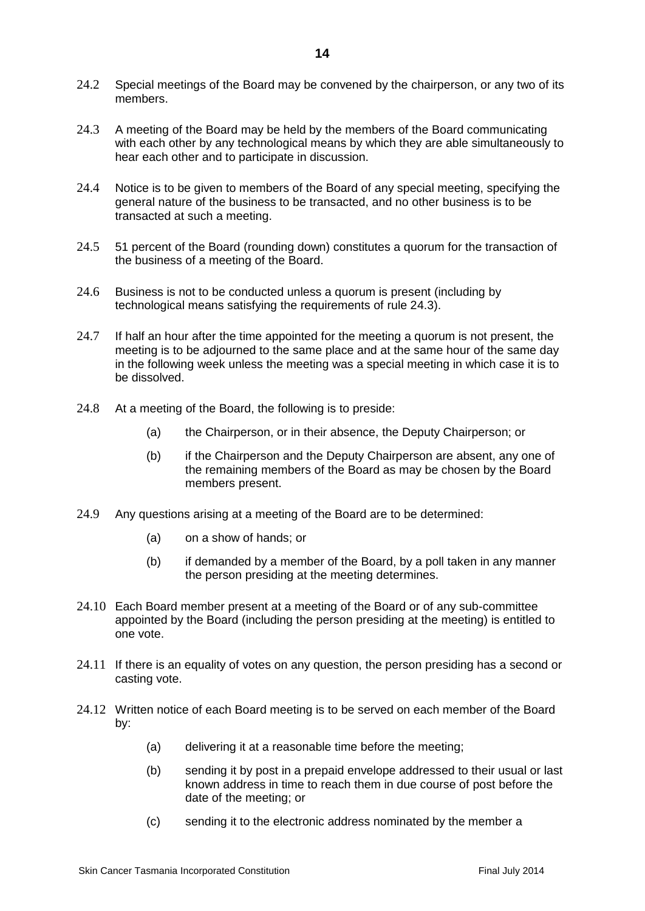24.2 Special meetings of the Board may be convened by the chairperson, or any two of its members.

24.3 A meeting of the Board may be held by the members of the Board communicating with each other by any technological means by which they are able simultaneously to hear each other and to participate in discussion.

24.4 Notice is to be given to members of the Board of any special meeting, specifying the general nature of the business to be transacted, and no other business is to be transacted at such a meeting.

24.5 51 percent of the Board (rounding down) constitutes a quorum for the transaction of the business of a meeting of the Board.

24.6 Business is not to be conducted unless a quorum is present (including by technological means satisfying the requirements of rule 24.3).

24.7 If half an hour after the time appointed for the meeting a quorum is not present, the meeting is to be adjourned to the same place and at the same hour of the same day in the following week unless the meeting was a special meeting in which case it is to be dissolved.

24.8 At a meeting of the Board, the following is to preside:

- (a) the Chairperson, or in their absence, the Deputy Chairperson; or
- (b) if the Chairperson and the Deputy Chairperson are absent, any one of the remaining members of the Board as may be chosen by the Board members present.

24.9 Any questions arising at a meeting of the Board are to be determined:

- (a) on a show of hands; or
- (b) if demanded by a member of the Board, by a poll taken in any manner the person presiding at the meeting determines.

24.10 Each Board member present at a meeting of the Board or of any sub-committee appointed by the Board (including the person presiding at the meeting) is entitled to one vote.

24.11 If there is an equality of votes on any question, the person presiding has a second or casting vote.

24.12 Written notice of each Board meeting is to be served on each member of the Board by:

- (a) delivering it at a reasonable time before the meeting;
- (b) sending it by post in a prepaid envelope addressed to their usual or last known address in time to reach them in due course of post before the date of the meeting; or
- (c) sending it to the electronic address nominated by the member a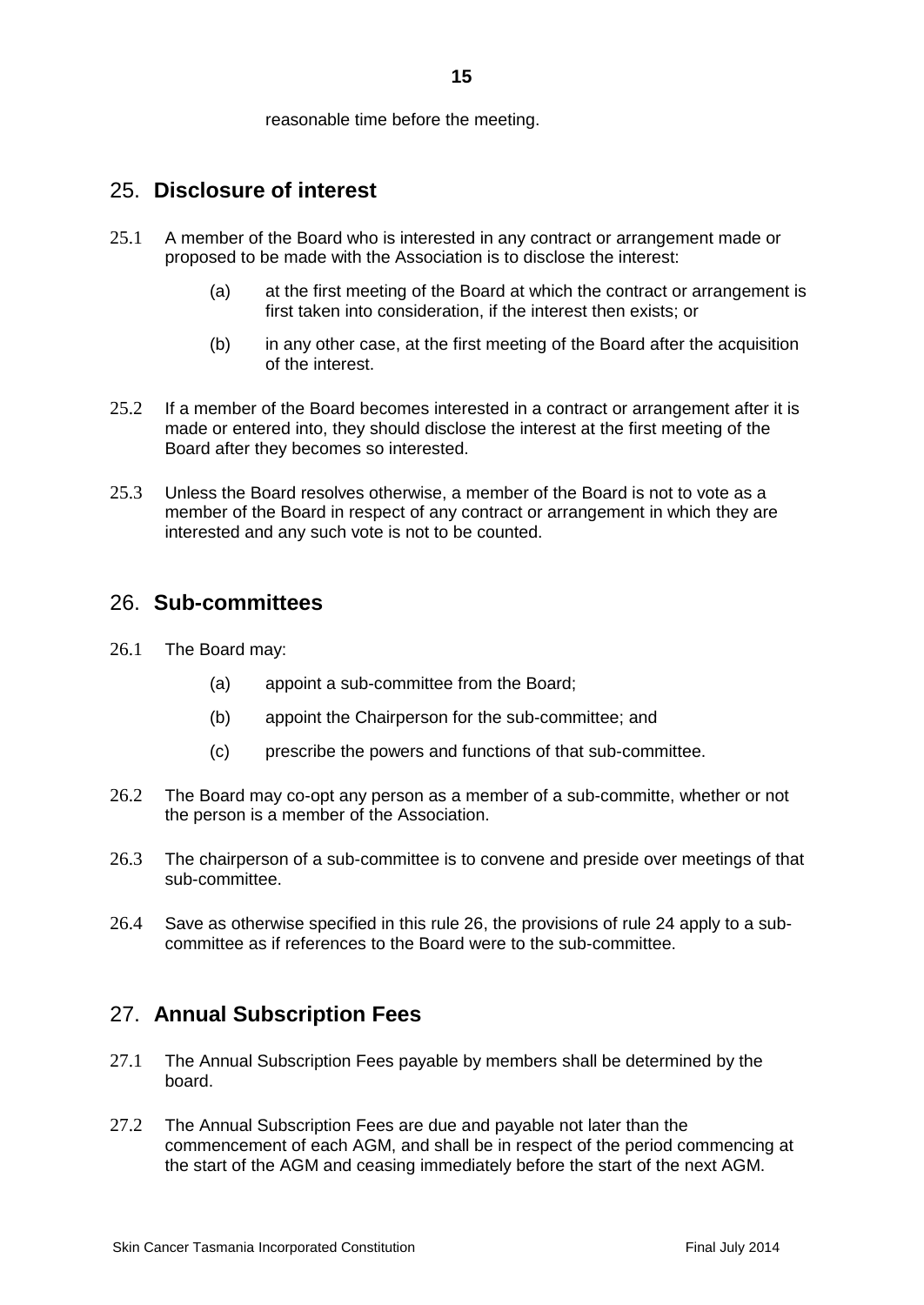reasonable time before the meeting.

## 25. Disclosure of interest

25.1 A member of the Board who is interested in any contract or arrangement made or proposed to be made with the Association is to disclose the interest:

(a) at the first meeting of the Board at which the contract or arrangement is first taken into consideration, if the interest then exists; or

(b) in any other case, at the first meeting of the Board after the acquisition of the interest.

25.2 If a member of the Board becomes interested in a contract or arrangement after it is made or entered into, they should disclose the interest at the first meeting of the Board after they becomes so interested.

25.3 Unless the Board resolves otherwise, a member of the Board is not to vote as a member of the Board in respect of any contract or arrangement in which they are interested and any such vote is not to be counted.

## 26. Sub-committees

26.1 The Board may:

(a) appoint a sub-committee from the Board;

(b) appoint the Chairperson for the sub-committee; and

(c) prescribe the powers and functions of that sub-committee.

26.2 The Board may co-opt any person as a member of a sub-committe, whether or not the person is a member of the Association.

26.3 The chairperson of a sub-committee is to convene and preside over meetings of that sub-committee.

26.4 Save as otherwise specified in this rule 26, the provisions of rule 24 apply to a sub-committee as if references to the Board were to the sub-committee.

## 27. Annual Subscription Fees

27.1 The Annual Subscription Fees payable by members shall be determined by the board.

27.2 The Annual Subscription Fees are due and payable not later than the commencement of each AGM, and shall be in respect of the period commencing at the start of the AGM and ceasing immediately before the start of the next AGM.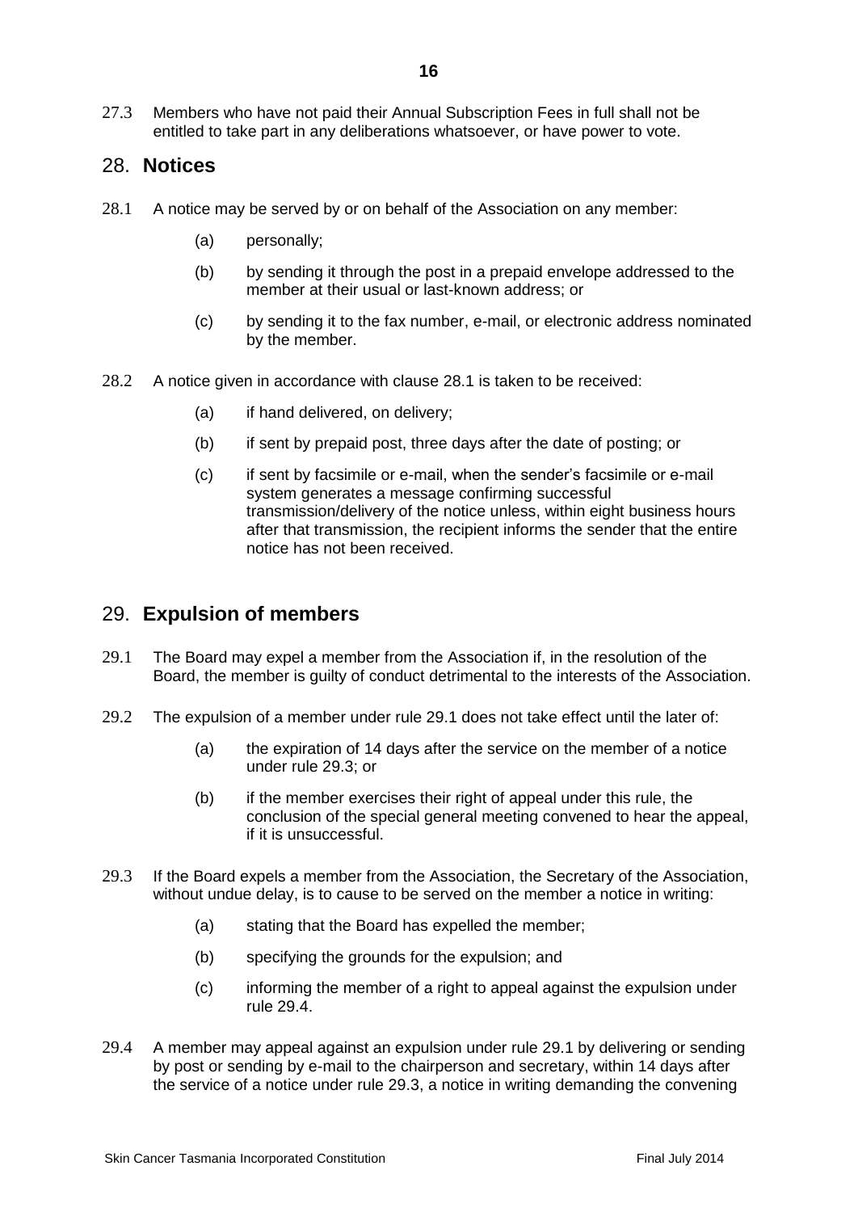27.3 Members who have not paid their Annual Subscription Fees in full shall not be entitled to take part in any deliberations whatsoever, or have power to vote.

## 28. **Notices**

28.1 A notice may be served by or on behalf of the Association on any member:

(a) personally;

(b) by sending it through the post in a prepaid envelope addressed to the member at their usual or last-known address; or

(c) by sending it to the fax number, e-mail, or electronic address nominated by the member.

28.2 A notice given in accordance with clause 28.1 is taken to be received:

(a) if hand delivered, on delivery;

(b) if sent by prepaid post, three days after the date of posting; or

(c) if sent by facsimile or e-mail, when the sender's facsimile or e-mail system generates a message confirming successful transmission/delivery of the notice unless, within eight business hours after that transmission, the recipient informs the sender that the entire notice has not been received.

## 29. **Expulsion of members**

29.1 The Board may expel a member from the Association if, in the resolution of the Board, the member is guilty of conduct detrimental to the interests of the Association.

29.2 The expulsion of a member under rule 29.1 does not take effect until the later of:

(a) the expiration of 14 days after the service on the member of a notice under rule 29.3; or

(b) if the member exercises their right of appeal under this rule, the conclusion of the special general meeting convened to hear the appeal, if it is unsuccessful.

29.3 If the Board expels a member from the Association, the Secretary of the Association, without undue delay, is to cause to be served on the member a notice in writing:

(a) stating that the Board has expelled the member;

(b) specifying the grounds for the expulsion; and

(c) informing the member of a right to appeal against the expulsion under rule 29.4.

29.4 A member may appeal against an expulsion under rule 29.1 by delivering or sending by post or sending by e-mail to the chairperson and secretary, within 14 days after the service of a notice under rule 29.3, a notice in writing demanding the convening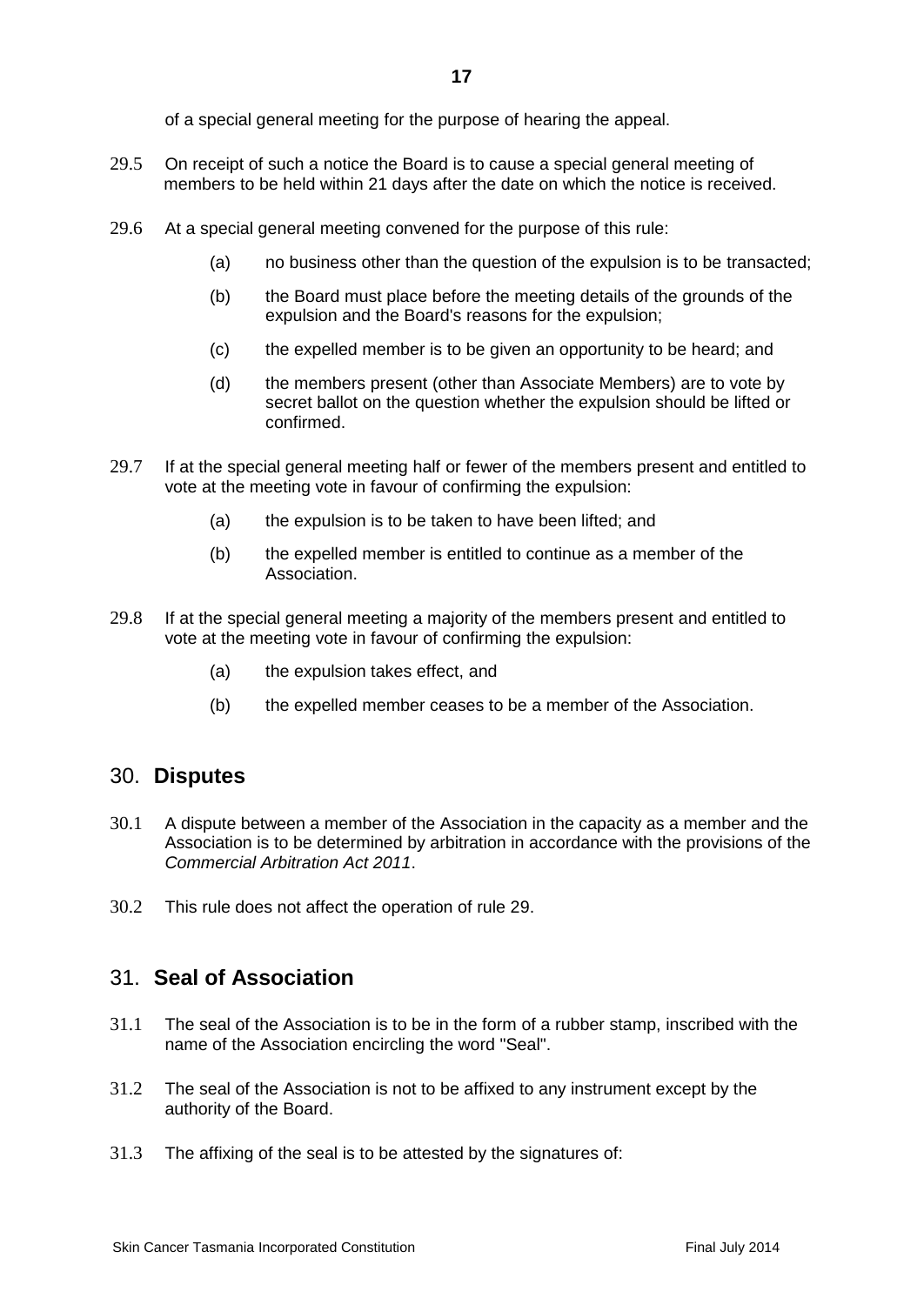of a special general meeting for the purpose of hearing the appeal.

29.5 On receipt of such a notice the Board is to cause a special general meeting of members to be held within 21 days after the date on which the notice is received.

29.6 At a special general meeting convened for the purpose of this rule:

(a) no business other than the question of the expulsion is to be transacted;

(b) the Board must place before the meeting details of the grounds of the expulsion and the Board's reasons for the expulsion;

(c) the expelled member is to be given an opportunity to be heard; and

(d) the members present (other than Associate Members) are to vote by secret ballot on the question whether the expulsion should be lifted or confirmed.

29.7 If at the special general meeting half or fewer of the members present and entitled to vote at the meeting vote in favour of confirming the expulsion:

(a) the expulsion is to be taken to have been lifted; and

(b) the expelled member is entitled to continue as a member of the Association.

29.8 If at the special general meeting a majority of the members present and entitled to vote at the meeting vote in favour of confirming the expulsion:

(a) the expulsion takes effect, and

(b) the expelled member ceases to be a member of the Association.

## 30. **Disputes**

30.1 A dispute between a member of the Association in the capacity as a member and the Association is to be determined by arbitration in accordance with the provisions of the *Commercial Arbitration Act 2011*.

30.2 This rule does not affect the operation of rule 29.

## 31. **Seal of Association**

31.1 The seal of the Association is to be in the form of a rubber stamp, inscribed with the name of the Association encircling the word "Seal".

31.2 The seal of the Association is not to be affixed to any instrument except by the authority of the Board.

31.3 The affixing of the seal is to be attested by the signatures of: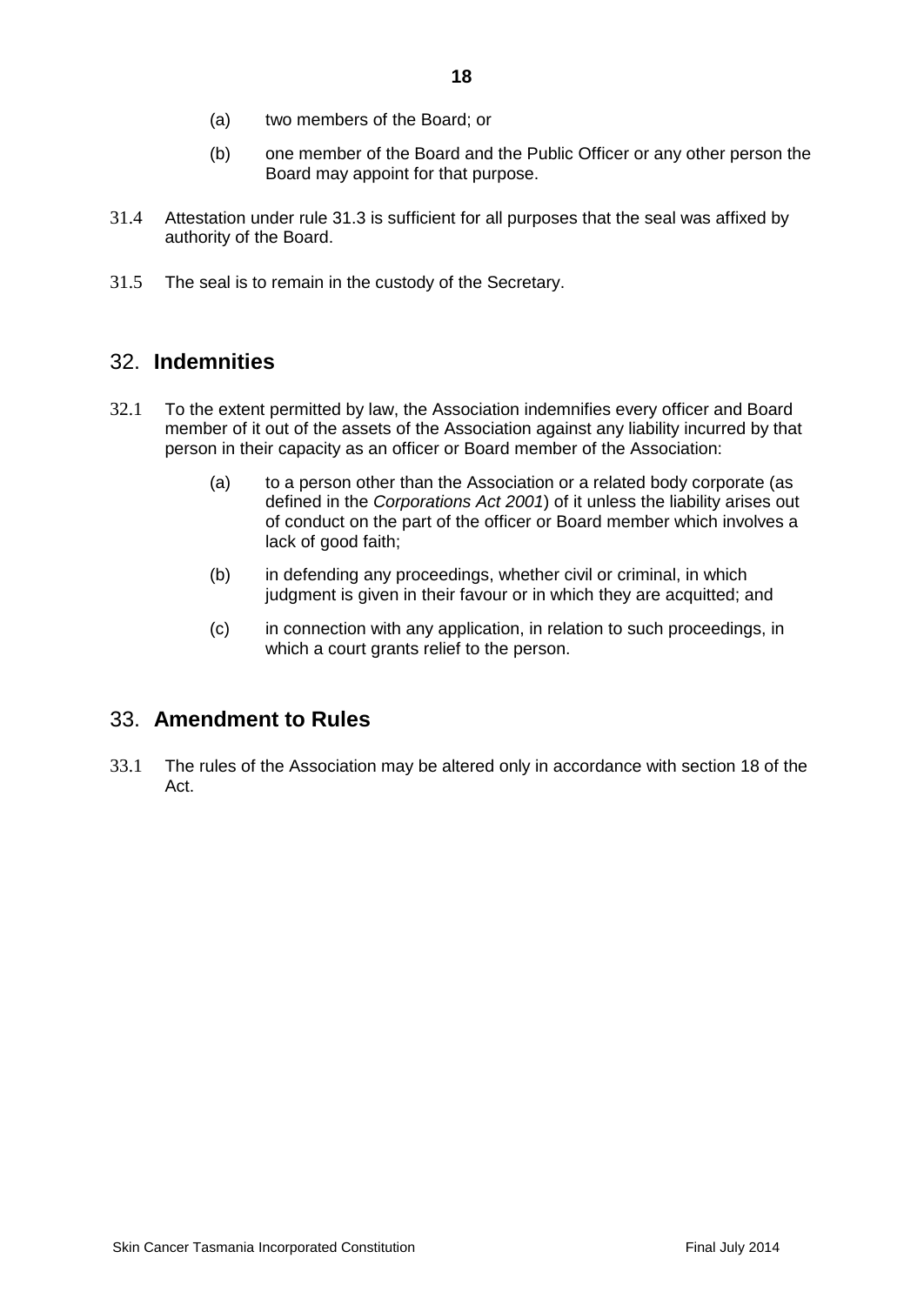(a) two members of the Board; or

(b) one member of the Board and the Public Officer or any other person the Board may appoint for that purpose.

31.4 Attestation under rule 31.3 is sufficient for all purposes that the seal was affixed by authority of the Board.

31.5 The seal is to remain in the custody of the Secretary.

## 32. **Indemnities**

32.1 To the extent permitted by law, the Association indemnifies every officer and Board member of it out of the assets of the Association against any liability incurred by that person in their capacity as an officer or Board member of the Association:

(a) to a person other than the Association or a related body corporate (as defined in the *Corporations Act 2001*) of it unless the liability arises out of conduct on the part of the officer or Board member which involves a lack of good faith;

(b) in defending any proceedings, whether civil or criminal, in which judgment is given in their favour or in which they are acquitted; and

(c) in connection with any application, in relation to such proceedings, in which a court grants relief to the person.

## 33. **Amendment to Rules**

33.1 The rules of the Association may be altered only in accordance with section 18 of the Act.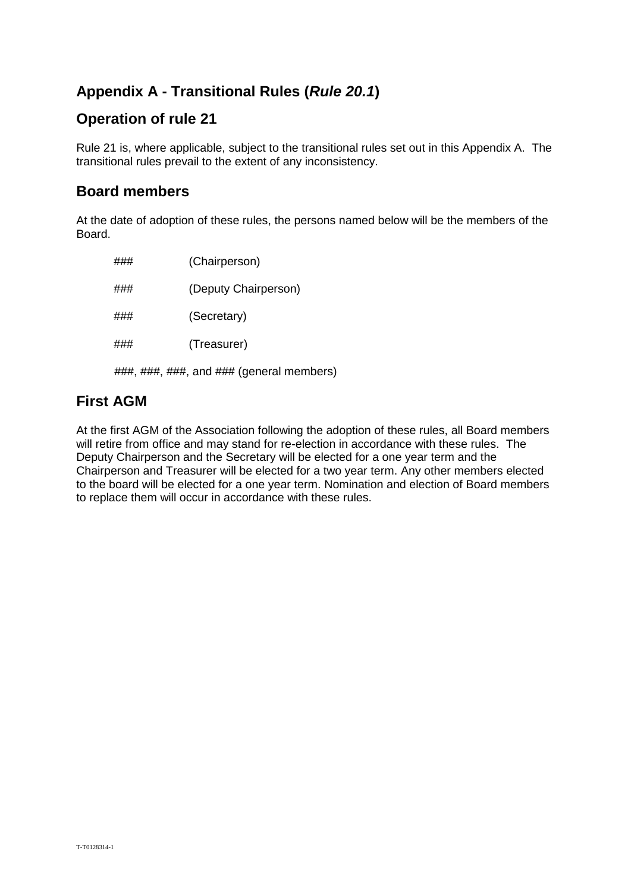## Appendix A - Transitional Rules (***Rule 20.1***)

## Operation of rule 21

Rule 21 is, where applicable, subject to the transitional rules set out in this Appendix A. The transitional rules prevail to the extent of any inconsistency.

## Board members

At the date of adoption of these rules, the persons named below will be the members of the Board.

### (Chairperson)

### (Deputy Chairperson)

### (Secretary)

### (Treasurer)

###, ###, ###, and ### (general members)

## First AGM

At the first AGM of the Association following the adoption of these rules, all Board members will retire from office and may stand for re-election in accordance with these rules. The Deputy Chairperson and the Secretary will be elected for a one year term and the Chairperson and Treasurer will be elected for a two year term. Any other members elected to the board will be elected for a one year term. Nomination and election of Board members to replace them will occur in accordance with these rules.

T-T0128314-1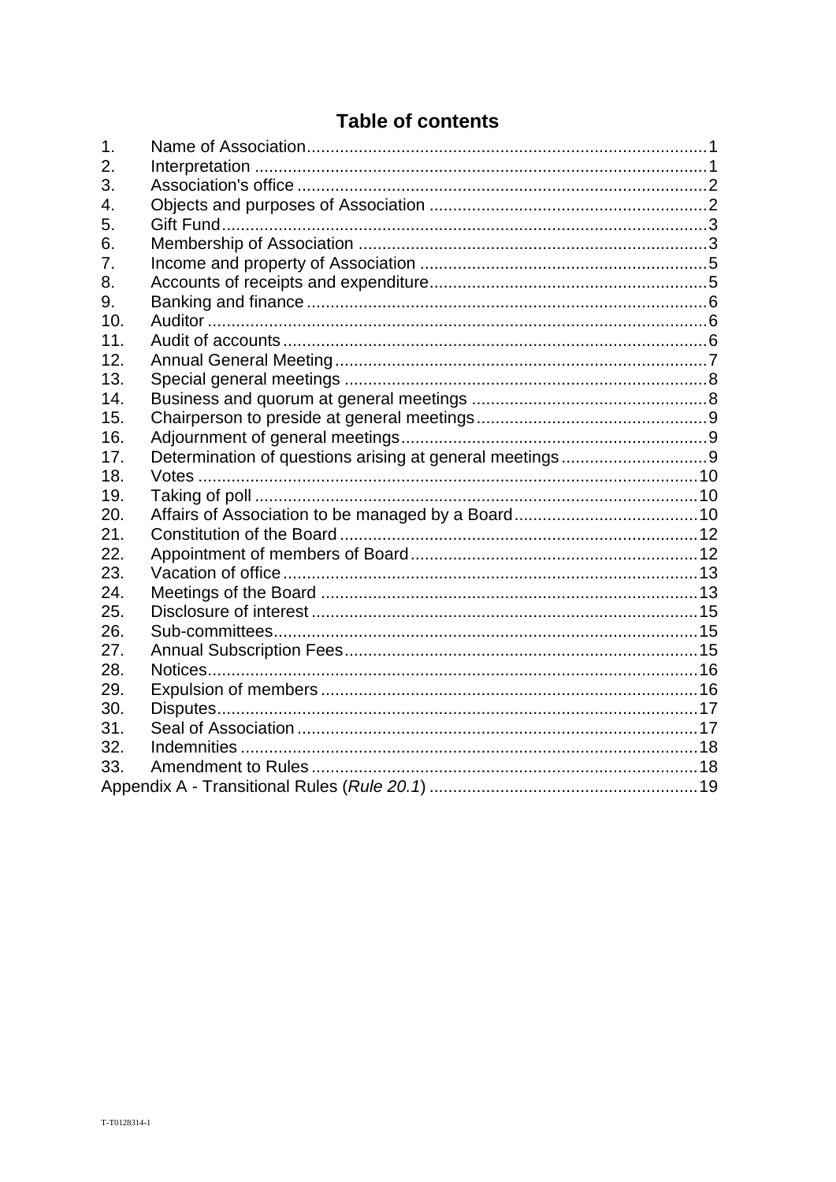# Table of contents

| | | |
|---|---|---|
| 1. | Name of Association | 1 |
| 2. | Interpretation | 1 |
| 3. | Association's office | 2 |
| 4. | Objects and purposes of Association | 2 |
| 5. | Gift Fund | 3 |
| 6. | Membership of Association | 3 |
| 7. | Income and property of Association | 5 |
| 8. | Accounts of receipts and expenditure | 5 |
| 9. | Banking and finance | 6 |
| 10. | Auditor | 6 |
| 11. | Audit of accounts | 6 |
| 12. | Annual General Meeting | 7 |
| 13. | Special general meetings | 8 |
| 14. | Business and quorum at general meetings | 8 |
| 15. | Chairperson to preside at general meetings | 9 |
| 16. | Adjournment of general meetings | 9 |
| 17. | Determination of questions arising at general meetings | 9 |
| 18. | Votes | 10 |
| 19. | Taking of poll | 10 |
| 20. | Affairs of Association to be managed by a Board | 10 |
| 21. | Constitution of the Board | 12 |
| 22. | Appointment of members of Board | 12 |
| 23. | Vacation of office | 13 |
| 24. | Meetings of the Board | 13 |
| 25. | Disclosure of interest | 15 |
| 26. | Sub-committees | 15 |
| 27. | Annual Subscription Fees | 15 |
| 28. | Notices | 16 |
| 29. | Expulsion of members | 16 |
| 30. | Disputes | 17 |
| 31. | Seal of Association | 17 |
| 32. | Indemnities | 18 |
| 33. | Amendment to Rules | 18 |
| Appendix A - Transitional Rules (*Rule 20.1*) | | 19 |

T-T0128314-1